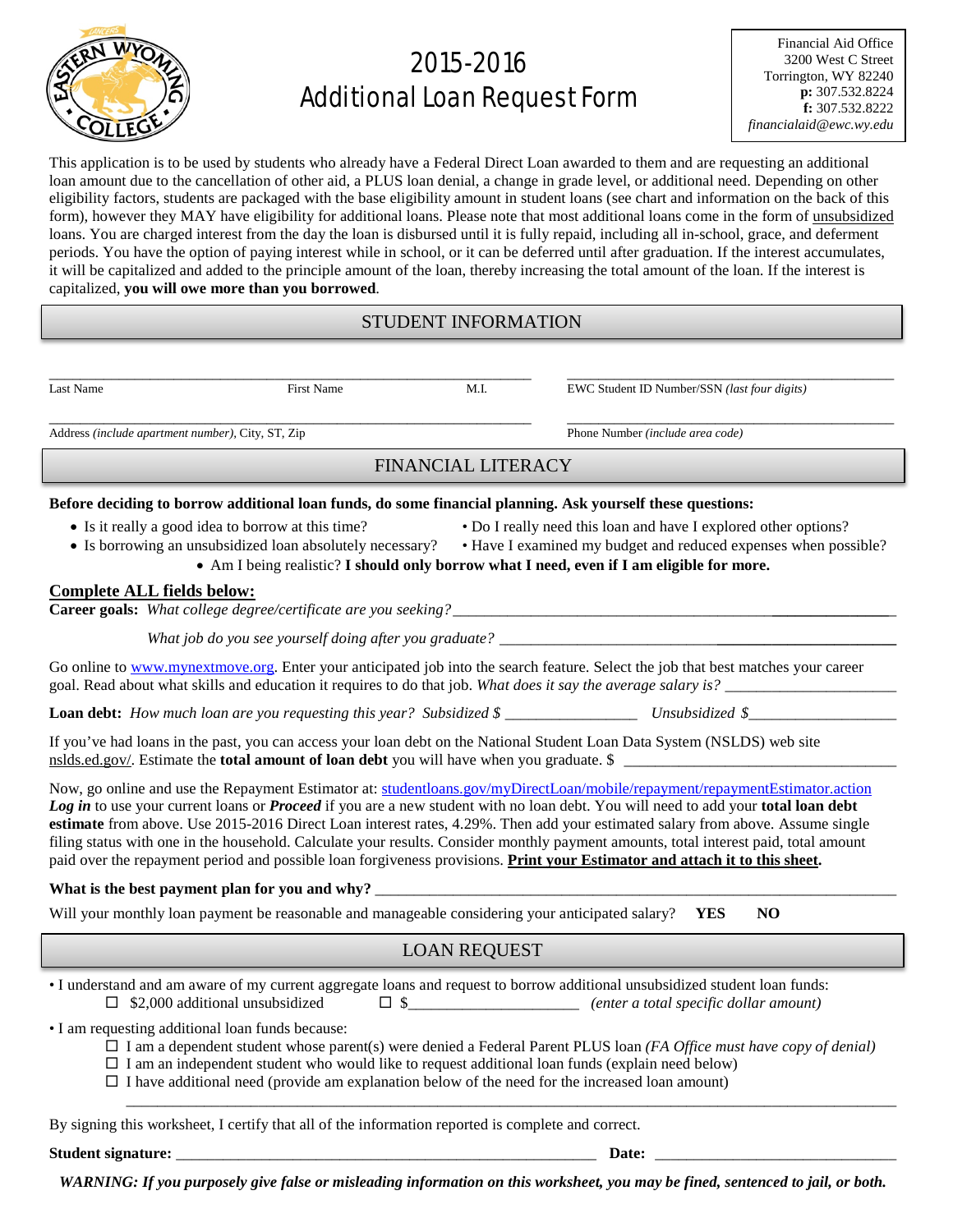Financial Aid Office
3200 West C Street
Torrington, WY 82240
**p:** 307.532.8224
**f:** 307.532.8222
*financialaid@ewc.wy.edu*

# 2015-2016 Additional Loan Request Form

This application is to be used by students who already have a Federal Direct Loan awarded to them and are requesting an additional loan amount due to the cancellation of other aid, a PLUS loan denial, a change in grade level, or additional need. Depending on other eligibility factors, students are packaged with the base eligibility amount in student loans (see chart and information on the back of this form), however they MAY have eligibility for additional loans. Please note that most additional loans come in the form of unsubsidized loans. You are charged interest from the day the loan is disbursed until it is fully repaid, including all in-school, grace, and deferment periods. You have the option of paying interest while in school, or it can be deferred until after graduation. If the interest accumulates, it will be capitalized and added to the principle amount of the loan, thereby increasing the total amount of the loan. If the interest is capitalized, **you will owe more than you borrowed**.

## STUDENT INFORMATION

Last Name ____________ First Name ____________ M.I. ____ EWC Student ID Number/SSN *(last four digits)* ____________

Address *(include apartment number)*, City, ST, Zip ____________ Phone Number *(include area code)* ____________

## FINANCIAL LITERACY

**Before deciding to borrow additional loan funds, do some financial planning. Ask yourself these questions:**

- Is it really a good idea to borrow at this time?
- Do I really need this loan and have I explored other options?
- Is borrowing an unsubsidized loan absolutely necessary?
- Have I examined my budget and reduced expenses when possible?
- Am I being realistic? **I should only borrow what I need, even if I am eligible for more.**

**Complete ALL fields below:**

**Career goals:** *What college degree/certificate are you seeking?* ____________

*What job do you see yourself doing after you graduate?* ____________

Go online to www.mynextmove.org. Enter your anticipated job into the search feature. Select the job that best matches your career goal. Read about what skills and education it requires to do that job. *What does it say the average salary is?* ____________

**Loan debt:** *How much loan are you requesting this year? Subsidized $* ____________ *Unsubsidized $*____________

If you've had loans in the past, you can access your loan debt on the National Student Loan Data System (NSLDS) web site nslds.ed.gov/. Estimate the **total amount of loan debt** you will have when you graduate. $ ____________

Now, go online and use the Repayment Estimator at: studentloans.gov/myDirectLoan/mobile/repayment/repaymentEstimator.action ***Log in*** to use your current loans or ***Proceed*** if you are a new student with no loan debt. You will need to add your **total loan debt estimate** from above. Use 2015-2016 Direct Loan interest rates, 4.29%. Then add your estimated salary from above. Assume single filing status with one in the household. Calculate your results. Consider monthly payment amounts, total interest paid, total amount paid over the repayment period and possible loan forgiveness provisions. **Print your Estimator and attach it to this sheet.**

**What is the best payment plan for you and why?** ____________

Will your monthly loan payment be reasonable and manageable considering your anticipated salary? **YES** **NO**

## LOAN REQUEST

- I understand and am aware of my current aggregate loans and request to borrow additional unsubsidized student loan funds:
  - ☐ $2,000 additional unsubsidized
  - ☐ $____________ *(enter a total specific dollar amount)*
- I am requesting additional loan funds because:
  - ☐ I am a dependent student whose parent(s) were denied a Federal Parent PLUS loan *(FA Office must have copy of denial)*
  - ☐ I am an independent student who would like to request additional loan funds (explain need below)
  - ☐ I have additional need (provide am explanation below of the need for the increased loan amount)

____________

By signing this worksheet, I certify that all of the information reported is complete and correct.

**Student signature:** ____________ **Date:** ____________

***WARNING: If you purposely give false or misleading information on this worksheet, you may be fined, sentenced to jail, or both.***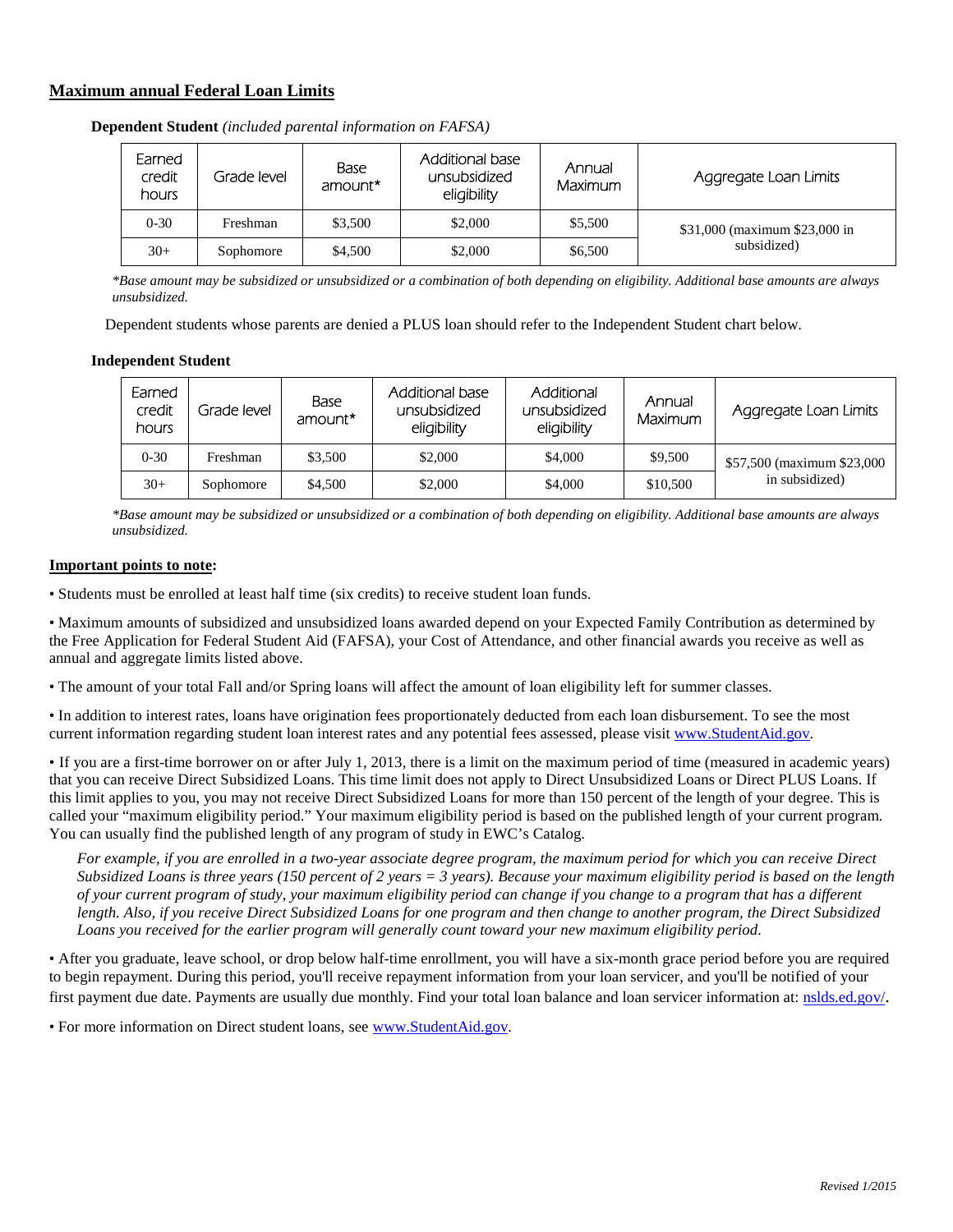## Maximum annual Federal Loan Limits

**Dependent Student** *(included parental information on FAFSA)*

| Earned credit hours | Grade level | Base amount* | Additional base unsubsidized eligibility | Annual Maximum | Aggregate Loan Limits |
|---|---|---|---|---|---|
| 0-30 | Freshman | $3,500 | $2,000 | $5,500 | $31,000 (maximum $23,000 in subsidized) |
| 30+ | Sophomore | $4,500 | $2,000 | $6,500 | |

*\*Base amount may be subsidized or unsubsidized or a combination of both depending on eligibility. Additional base amounts are always unsubsidized.*

Dependent students whose parents are denied a PLUS loan should refer to the Independent Student chart below.

**Independent Student**

| Earned credit hours | Grade level | Base amount* | Additional base unsubsidized eligibility | Additional unsubsidized eligibility | Annual Maximum | Aggregate Loan Limits |
|---|---|---|---|---|---|---|
| 0-30 | Freshman | $3,500 | $2,000 | $4,000 | $9,500 | $57,500 (maximum $23,000 in subsidized) |
| 30+ | Sophomore | $4,500 | $2,000 | $4,000 | $10,500 | |

*\*Base amount may be subsidized or unsubsidized or a combination of both depending on eligibility. Additional base amounts are always unsubsidized.*

**Important points to note:**

- Students must be enrolled at least half time (six credits) to receive student loan funds.
- Maximum amounts of subsidized and unsubsidized loans awarded depend on your Expected Family Contribution as determined by the Free Application for Federal Student Aid (FAFSA), your Cost of Attendance, and other financial awards you receive as well as annual and aggregate limits listed above.
- The amount of your total Fall and/or Spring loans will affect the amount of loan eligibility left for summer classes.
- In addition to interest rates, loans have origination fees proportionately deducted from each loan disbursement. To see the most current information regarding student loan interest rates and any potential fees assessed, please visit www.StudentAid.gov.
- If you are a first-time borrower on or after July 1, 2013, there is a limit on the maximum period of time (measured in academic years) that you can receive Direct Subsidized Loans. This time limit does not apply to Direct Unsubsidized Loans or Direct PLUS Loans. If this limit applies to you, you may not receive Direct Subsidized Loans for more than 150 percent of the length of your degree. This is called your "maximum eligibility period." Your maximum eligibility period is based on the published length of your current program. You can usually find the published length of any program of study in EWC's Catalog.

  *For example, if you are enrolled in a two-year associate degree program, the maximum period for which you can receive Direct Subsidized Loans is three years (150 percent of 2 years = 3 years). Because your maximum eligibility period is based on the length of your current program of study, your maximum eligibility period can change if you change to a program that has a different length. Also, if you receive Direct Subsidized Loans for one program and then change to another program, the Direct Subsidized Loans you received for the earlier program will generally count toward your new maximum eligibility period.*

- After you graduate, leave school, or drop below half-time enrollment, you will have a six-month grace period before you are required to begin repayment. During this period, you'll receive repayment information from your loan servicer, and you'll be notified of your first payment due date. Payments are usually due monthly. Find your total loan balance and loan servicer information at: nslds.ed.gov/.
- For more information on Direct student loans, see www.StudentAid.gov.

*Revised 1/2015*